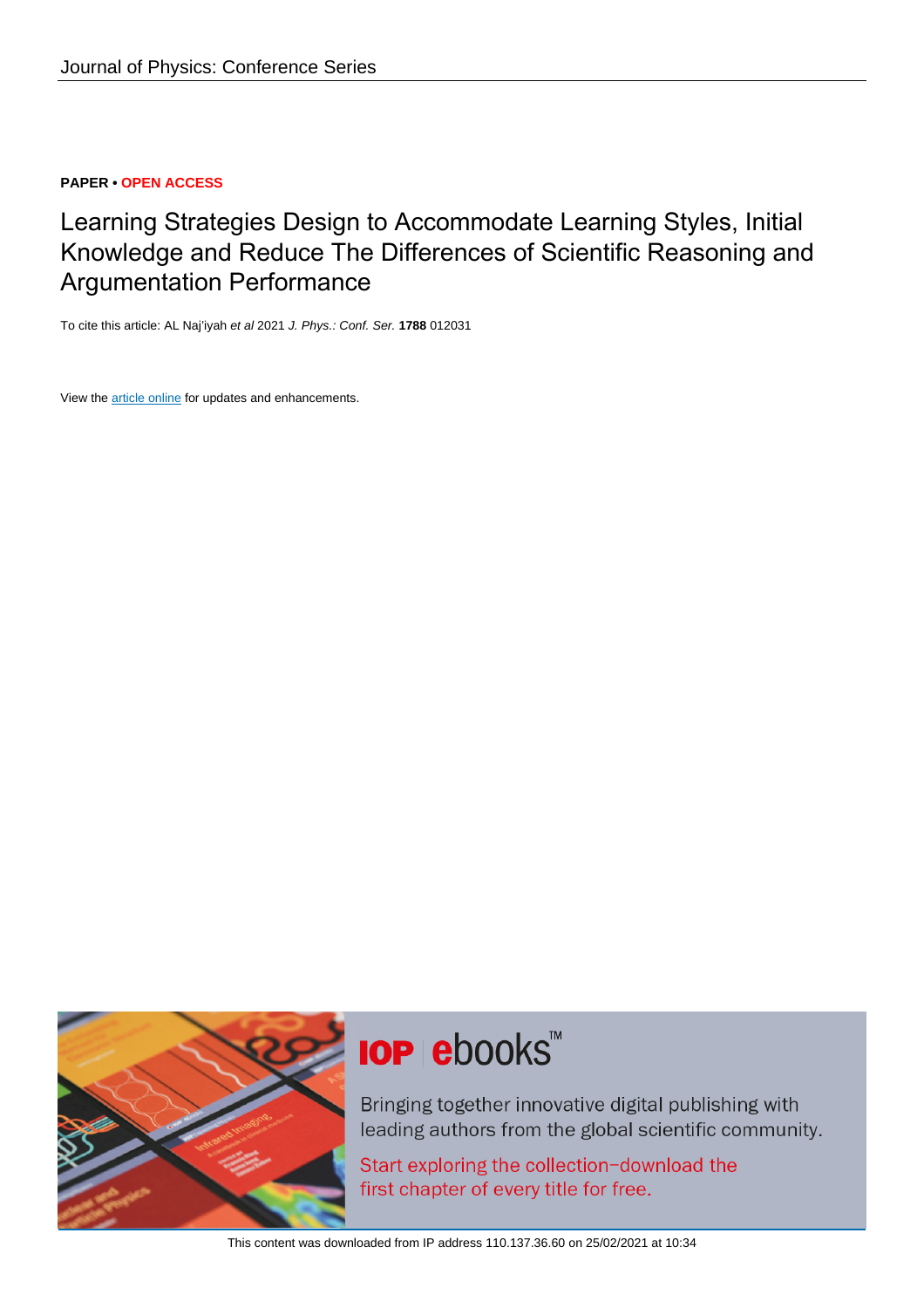Journal of Physics: Conference Series

**PAPER • OPEN ACCESS**

# Learning Strategies Design to Accommodate Learning Styles, Initial Knowledge and Reduce The Differences of Scientific Reasoning and Argumentation Performance

To cite this article: AL Naj'iyah *et al* 2021 *J. Phys.: Conf. Ser.* **1788** 012031

View the article online for updates and enhancements.

IOP ebooks™

Bringing together innovative digital publishing with leading authors from the global scientific community.

Start exploring the collection–download the first chapter of every title for free.

This content was downloaded from IP address 110.137.36.60 on 25/02/2021 at 10:34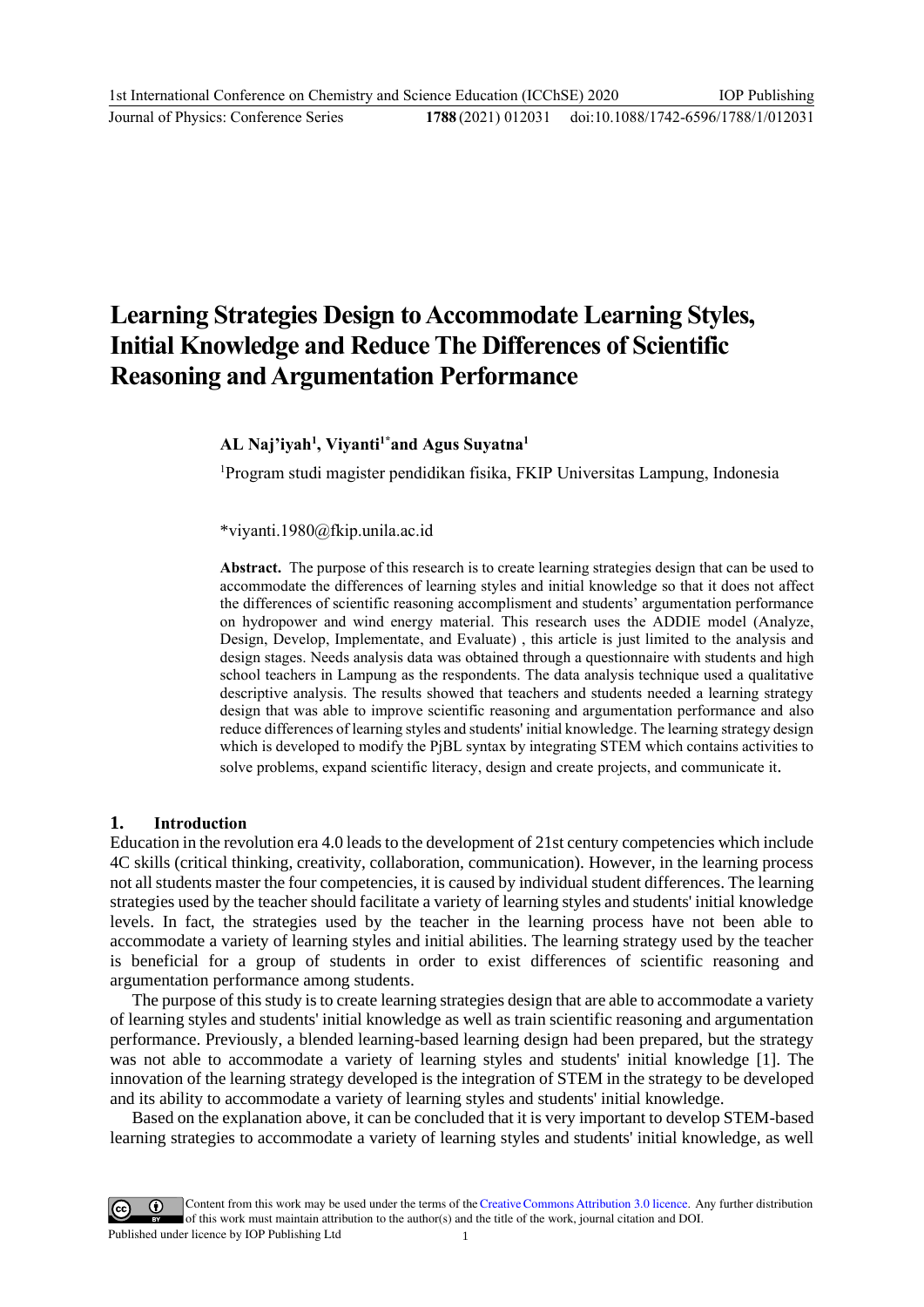# Learning Strategies Design to Accommodate Learning Styles, Initial Knowledge and Reduce The Differences of Scientific Reasoning and Argumentation Performance

**AL Naj'iyah[1], Viyanti[1*] and Agus Suyatna[1]**

[1]Program studi magister pendidikan fisika, FKIP Universitas Lampung, Indonesia

*viyanti.1980@fkip.unila.ac.id

**Abstract.** The purpose of this research is to create learning strategies design that can be used to accommodate the differences of learning styles and initial knowledge so that it does not affect the differences of scientific reasoning accomplishment and students' argumentation performance on hydropower and wind energy material. This research uses the ADDIE model (Analyze, Design, Develop, Implementate, and Evaluate) , this article is just limited to the analysis and design stages. Needs analysis data was obtained through a questionnaire with students and high school teachers in Lampung as the respondents. The data analysis technique used a qualitative descriptive analysis. The results showed that teachers and students needed a learning strategy design that was able to improve scientific reasoning and argumentation performance and also reduce differences of learning styles and students' initial knowledge. The learning strategy design which is developed to modify the PjBL syntax by integrating STEM which contains activities to solve problems, expand scientific literacy, design and create projects, and communicate it.

## 1. Introduction

Education in the revolution era 4.0 leads to the development of 21st century competencies which include 4C skills (critical thinking, creativity, collaboration, communication). However, in the learning process not all students master the four competencies, it is caused by individual student differences. The learning strategies used by the teacher should facilitate a variety of learning styles and students' initial knowledge levels. In fact, the strategies used by the teacher in the learning process have not been able to accommodate a variety of learning styles and initial abilities. The learning strategy used by the teacher is beneficial for a group of students in order to exist differences of scientific reasoning and argumentation performance among students.

The purpose of this study is to create learning strategies design that are able to accommodate a variety of learning styles and students' initial knowledge as well as train scientific reasoning and argumentation performance. Previously, a blended learning-based learning design had been prepared, but the strategy was not able to accommodate a variety of learning styles and students' initial knowledge [1]. The innovation of the learning strategy developed is the integration of STEM in the strategy to be developed and its ability to accommodate a variety of learning styles and students' initial knowledge.

Based on the explanation above, it can be concluded that it is very important to develop STEM-based learning strategies to accommodate a variety of learning styles and students' initial knowledge, as well

Content from this work may be used under the terms of the Creative Commons Attribution 3.0 licence. Any further distribution of this work must maintain attribution to the author(s) and the title of the work, journal citation and DOI.
Published under licence by IOP Publishing Ltd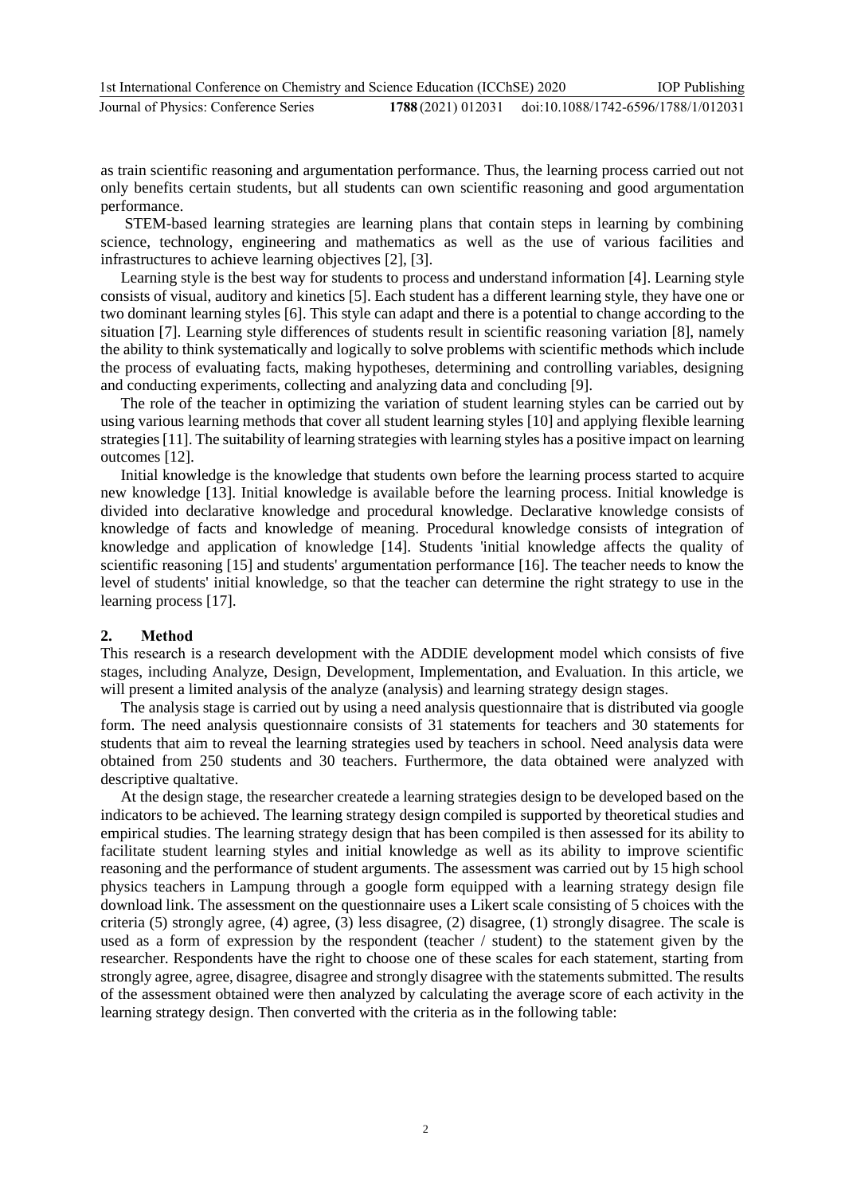as train scientific reasoning and argumentation performance. Thus, the learning process carried out not only benefits certain students, but all students can own scientific reasoning and good argumentation performance.

STEM-based learning strategies are learning plans that contain steps in learning by combining science, technology, engineering and mathematics as well as the use of various facilities and infrastructures to achieve learning objectives [2], [3].

Learning style is the best way for students to process and understand information [4]. Learning style consists of visual, auditory and kinetics [5]. Each student has a different learning style, they have one or two dominant learning styles [6]. This style can adapt and there is a potential to change according to the situation [7]. Learning style differences of students result in scientific reasoning variation [8], namely the ability to think systematically and logically to solve problems with scientific methods which include the process of evaluating facts, making hypotheses, determining and controlling variables, designing and conducting experiments, collecting and analyzing data and concluding [9].

The role of the teacher in optimizing the variation of student learning styles can be carried out by using various learning methods that cover all student learning styles [10] and applying flexible learning strategies [11]. The suitability of learning strategies with learning styles has a positive impact on learning outcomes [12].

Initial knowledge is the knowledge that students own before the learning process started to acquire new knowledge [13]. Initial knowledge is available before the learning process. Initial knowledge is divided into declarative knowledge and procedural knowledge. Declarative knowledge consists of knowledge of facts and knowledge of meaning. Procedural knowledge consists of integration of knowledge and application of knowledge [14]. Students 'initial knowledge affects the quality of scientific reasoning [15] and students' argumentation performance [16]. The teacher needs to know the level of students' initial knowledge, so that the teacher can determine the right strategy to use in the learning process [17].

## 2. Method

This research is a research development with the ADDIE development model which consists of five stages, including Analyze, Design, Development, Implementation, and Evaluation. In this article, we will present a limited analysis of the analyze (analysis) and learning strategy design stages.

The analysis stage is carried out by using a need analysis questionnaire that is distributed via google form. The need analysis questionnaire consists of 31 statements for teachers and 30 statements for students that aim to reveal the learning strategies used by teachers in school. Need analysis data were obtained from 250 students and 30 teachers. Furthermore, the data obtained were analyzed with descriptive qualtative.

At the design stage, the researcher createde a learning strategies design to be developed based on the indicators to be achieved. The learning strategy design compiled is supported by theoretical studies and empirical studies. The learning strategy design that has been compiled is then assessed for its ability to facilitate student learning styles and initial knowledge as well as its ability to improve scientific reasoning and the performance of student arguments. The assessment was carried out by 15 high school physics teachers in Lampung through a google form equipped with a learning strategy design file download link. The assessment on the questionnaire uses a Likert scale consisting of 5 choices with the criteria (5) strongly agree, (4) agree, (3) less disagree, (2) disagree, (1) strongly disagree. The scale is used as a form of expression by the respondent (teacher / student) to the statement given by the researcher. Respondents have the right to choose one of these scales for each statement, starting from strongly agree, agree, disagree, disagree and strongly disagree with the statements submitted. The results of the assessment obtained were then analyzed by calculating the average score of each activity in the learning strategy design. Then converted with the criteria as in the following table: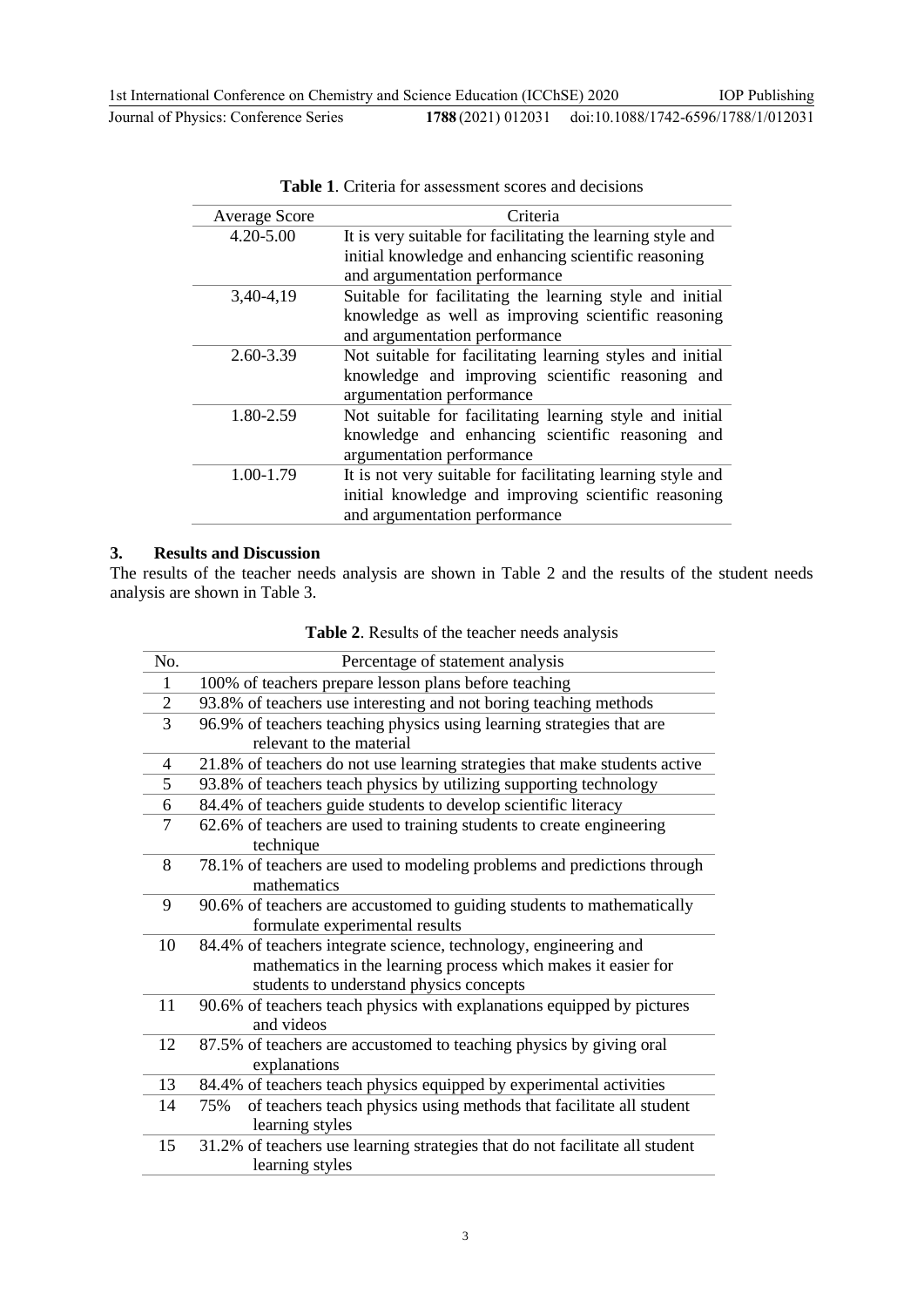**Table 1**. Criteria for assessment scores and decisions

| Average Score | Criteria |
|---|---|
| 4.20-5.00 | It is very suitable for facilitating the learning style and initial knowledge and enhancing scientific reasoning and argumentation performance |
| 3,40-4,19 | Suitable for facilitating the learning style and initial knowledge as well as improving scientific reasoning and argumentation performance |
| 2.60-3.39 | Not suitable for facilitating learning styles and initial knowledge and improving scientific reasoning and argumentation performance |
| 1.80-2.59 | Not suitable for facilitating learning style and initial knowledge and enhancing scientific reasoning and argumentation performance |
| 1.00-1.79 | It is not very suitable for facilitating learning style and initial knowledge and improving scientific reasoning and argumentation performance |

## 3. Results and Discussion

The results of the teacher needs analysis are shown in Table 2 and the results of the student needs analysis are shown in Table 3.

**Table 2**. Results of the teacher needs analysis

| No. | Percentage of statement analysis |
|---|---|
| 1 | 100% of teachers prepare lesson plans before teaching |
| 2 | 93.8% of teachers use interesting and not boring teaching methods |
| 3 | 96.9% of teachers teaching physics using learning strategies that are relevant to the material |
| 4 | 21.8% of teachers do not use learning strategies that make students active |
| 5 | 93.8% of teachers teach physics by utilizing supporting technology |
| 6 | 84.4% of teachers guide students to develop scientific literacy |
| 7 | 62.6% of teachers are used to training students to create engineering technique |
| 8 | 78.1% of teachers are used to modeling problems and predictions through mathematics |
| 9 | 90.6% of teachers are accustomed to guiding students to mathematically formulate experimental results |
| 10 | 84.4% of teachers integrate science, technology, engineering and mathematics in the learning process which makes it easier for students to understand physics concepts |
| 11 | 90.6% of teachers teach physics with explanations equipped by pictures and videos |
| 12 | 87.5% of teachers are accustomed to teaching physics by giving oral explanations |
| 13 | 84.4% of teachers teach physics equipped by experimental activities |
| 14 | 75% of teachers teach physics using methods that facilitate all student learning styles |
| 15 | 31.2% of teachers use learning strategies that do not facilitate all student learning styles |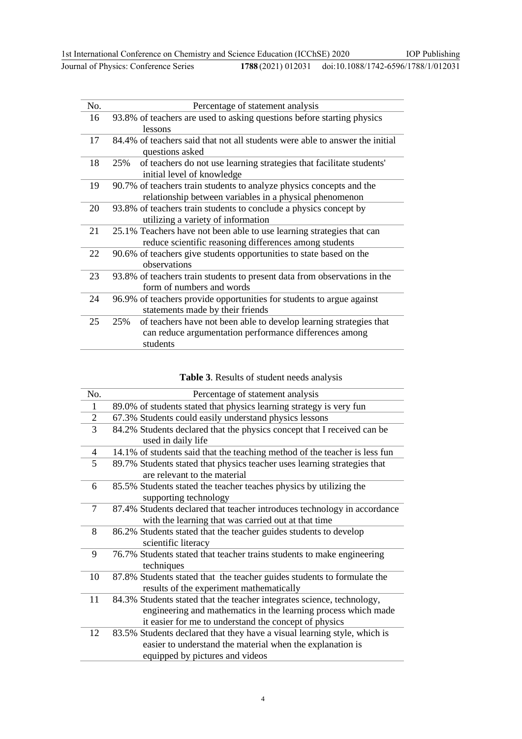| No. | Percentage of statement analysis |
|---|---|
| 16 | 93.8% of teachers are used to asking questions before starting physics lessons |
| 17 | 84.4% of teachers said that not all students were able to answer the initial questions asked |
| 18 | 25% of teachers do not use learning strategies that facilitate students' initial level of knowledge |
| 19 | 90.7% of teachers train students to analyze physics concepts and the relationship between variables in a physical phenomenon |
| 20 | 93.8% of teachers train students to conclude a physics concept by utilizing a variety of information |
| 21 | 25.1% Teachers have not been able to use learning strategies that can reduce scientific reasoning differences among students |
| 22 | 90.6% of teachers give students opportunities to state based on the observations |
| 23 | 93.8% of teachers train students to present data from observations in the form of numbers and words |
| 24 | 96.9% of teachers provide opportunities for students to argue against statements made by their friends |
| 25 | 25% of teachers have not been able to develop learning strategies that can reduce argumentation performance differences among students |

**Table 3**. Results of student needs analysis

| No. | Percentage of statement analysis |
|---|---|
| 1 | 89.0% of students stated that physics learning strategy is very fun |
| 2 | 67.3% Students could easily understand physics lessons |
| 3 | 84.2% Students declared that the physics concept that I received can be used in daily life |
| 4 | 14.1% of students said that the teaching method of the teacher is less fun |
| 5 | 89.7% Students stated that physics teacher uses learning strategies that are relevant to the material |
| 6 | 85.5% Students stated the teacher teaches physics by utilizing the supporting technology |
| 7 | 87.4% Students declared that teacher introduces technology in accordance with the learning that was carried out at that time |
| 8 | 86.2% Students stated that the teacher guides students to develop scientific literacy |
| 9 | 76.7% Students stated that teacher trains students to make engineering techniques |
| 10 | 87.8% Students stated that the teacher guides students to formulate the results of the experiment mathematically |
| 11 | 84.3% Students stated that the teacher integrates science, technology, engineering and mathematics in the learning process which made it easier for me to understand the concept of physics |
| 12 | 83.5% Students declared that they have a visual learning style, which is easier to understand the material when the explanation is equipped by pictures and videos |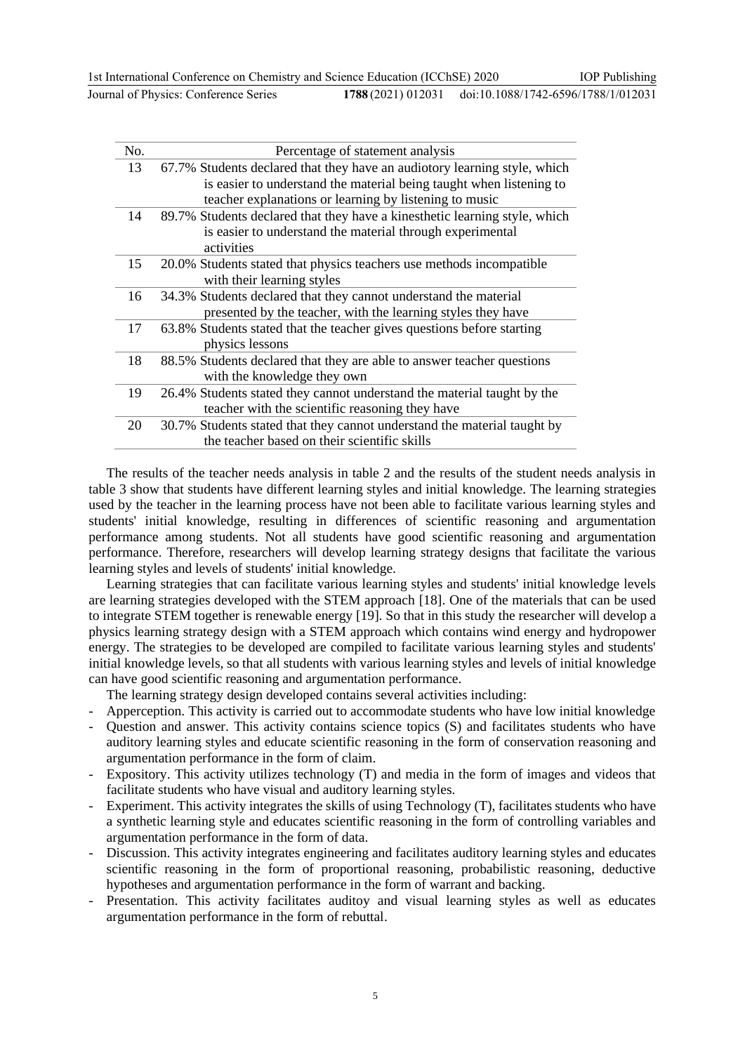| No. | Percentage of statement analysis |
|---|---|
| 13 | 67.7% Students declared that they have an audiotory learning style, which is easier to understand the material being taught when listening to teacher explanations or learning by listening to music |
| 14 | 89.7% Students declared that they have a kinesthetic learning style, which is easier to understand the material through experimental activities |
| 15 | 20.0% Students stated that physics teachers use methods incompatible with their learning styles |
| 16 | 34.3% Students declared that they cannot understand the material presented by the teacher, with the learning styles they have |
| 17 | 63.8% Students stated that the teacher gives questions before starting physics lessons |
| 18 | 88.5% Students declared that they are able to answer teacher questions with the knowledge they own |
| 19 | 26.4% Students stated they cannot understand the material taught by the teacher with the scientific reasoning they have |
| 20 | 30.7% Students stated that they cannot understand the material taught by the teacher based on their scientific skills |

The results of the teacher needs analysis in table 2 and the results of the student needs analysis in table 3 show that students have different learning styles and initial knowledge. The learning strategies used by the teacher in the learning process have not been able to facilitate various learning styles and students' initial knowledge, resulting in differences of scientific reasoning and argumentation performance among students. Not all students have good scientific reasoning and argumentation performance. Therefore, researchers will develop learning strategy designs that facilitate the various learning styles and levels of students' initial knowledge.

Learning strategies that can facilitate various learning styles and students' initial knowledge levels are learning strategies developed with the STEM approach [18]. One of the materials that can be used to integrate STEM together is renewable energy [19]. So that in this study the researcher will develop a physics learning strategy design with a STEM approach which contains wind energy and hydropower energy. The strategies to be developed are compiled to facilitate various learning styles and students' initial knowledge levels, so that all students with various learning styles and levels of initial knowledge can have good scientific reasoning and argumentation performance.

The learning strategy design developed contains several activities including:

- Apperception. This activity is carried out to accommodate students who have low initial knowledge
- Question and answer. This activity contains science topics (S) and facilitates students who have auditory learning styles and educate scientific reasoning in the form of conservation reasoning and argumentation performance in the form of claim.
- Expository. This activity utilizes technology (T) and media in the form of images and videos that facilitate students who have visual and auditory learning styles.
- Experiment. This activity integrates the skills of using Technology (T), facilitates students who have a synthetic learning style and educates scientific reasoning in the form of controlling variables and argumentation performance in the form of data.
- Discussion. This activity integrates engineering and facilitates auditory learning styles and educates scientific reasoning in the form of proportional reasoning, probabilistic reasoning, deductive hypotheses and argumentation performance in the form of warrant and backing.
- Presentation. This activity facilitates auditoy and visual learning styles as well as educates argumentation performance in the form of rebuttal.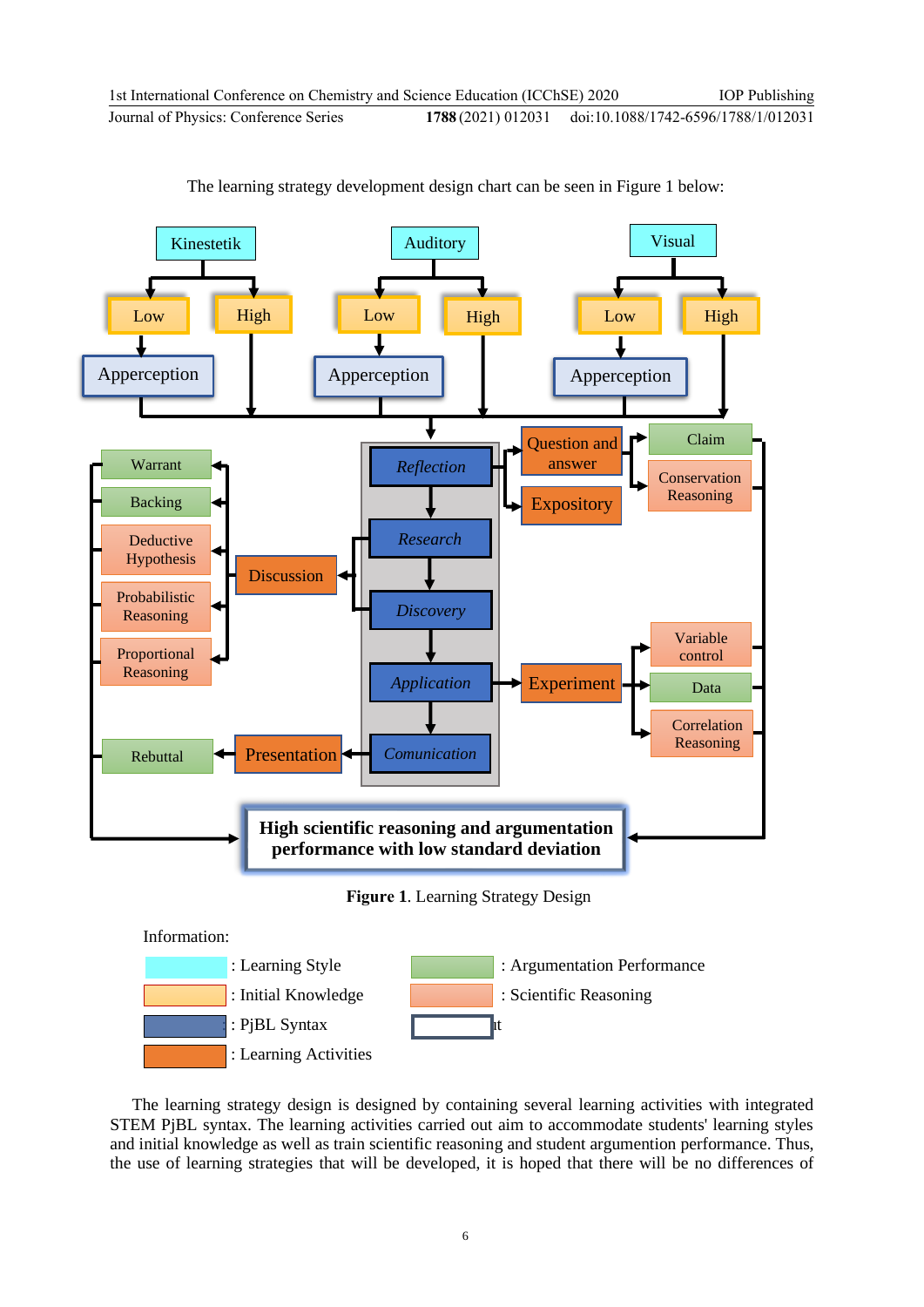The learning strategy development design chart can be seen in Figure 1 below:

**Figure 1**. Learning Strategy Design

Information:

: Learning Style

: Initial Knowledge

: PjBL Syntax

: Learning Activities

: Argumentation Performance

: Scientific Reasoning

The learning strategy design is designed by containing several learning activities with integrated STEM PjBL syntax. The learning activities carried out aim to accommodate students' learning styles and initial knowledge as well as train scientific reasoning and student argumention performance. Thus, the use of learning strategies that will be developed, it is hoped that there will be no differences of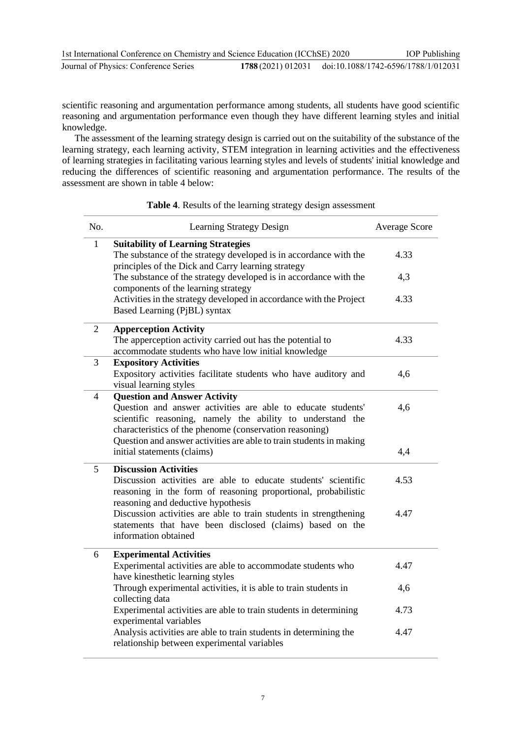scientific reasoning and argumentation performance among students, all students have good scientific reasoning and argumentation performance even though they have different learning styles and initial knowledge.

The assessment of the learning strategy design is carried out on the suitability of the substance of the learning strategy, each learning activity, STEM integration in learning activities and the effectiveness of learning strategies in facilitating various learning styles and levels of students' initial knowledge and reducing the differences of scientific reasoning and argumentation performance. The results of the assessment are shown in table 4 below:

**Table 4**. Results of the learning strategy design assessment

| No. | Learning Strategy Design | Average Score |
|---|---|---|
| 1 | **Suitability of Learning Strategies** | |
| | The substance of the strategy developed is in accordance with the principles of the Dick and Carry learning strategy | 4.33 |
| | The substance of the strategy developed is in accordance with the components of the learning strategy | 4,3 |
| | Activities in the strategy developed in accordance with the Project Based Learning (PjBL) syntax | 4.33 |
| 2 | **Apperception Activity** | |
| | The apperception activity carried out has the potential to accommodate students who have low initial knowledge | 4.33 |
| 3 | **Expository Activities** | |
| | Expository activities facilitate students who have auditory and visual learning styles | 4,6 |
| 4 | **Question and Answer Activity** | |
| | Question and answer activities are able to educate students' scientific reasoning, namely the ability to understand the characteristics of the phenome (conservation reasoning) | 4,6 |
| | Question and answer activities are able to train students in making initial statements (claims) | 4,4 |
| 5 | **Discussion Activities** | |
| | Discussion activities are able to educate students' scientific reasoning in the form of reasoning proportional, probabilistic reasoning and deductive hypothesis | 4.53 |
| | Discussion activities are able to train students in strengthening statements that have been disclosed (claims) based on the information obtained | 4.47 |
| 6 | **Experimental Activities** | |
| | Experimental activities are able to accommodate students who have kinesthetic learning styles | 4.47 |
| | Through experimental activities, it is able to train students in collecting data | 4,6 |
| | Experimental activities are able to train students in determining experimental variables | 4.73 |
| | Analysis activities are able to train students in determining the relationship between experimental variables | 4.47 |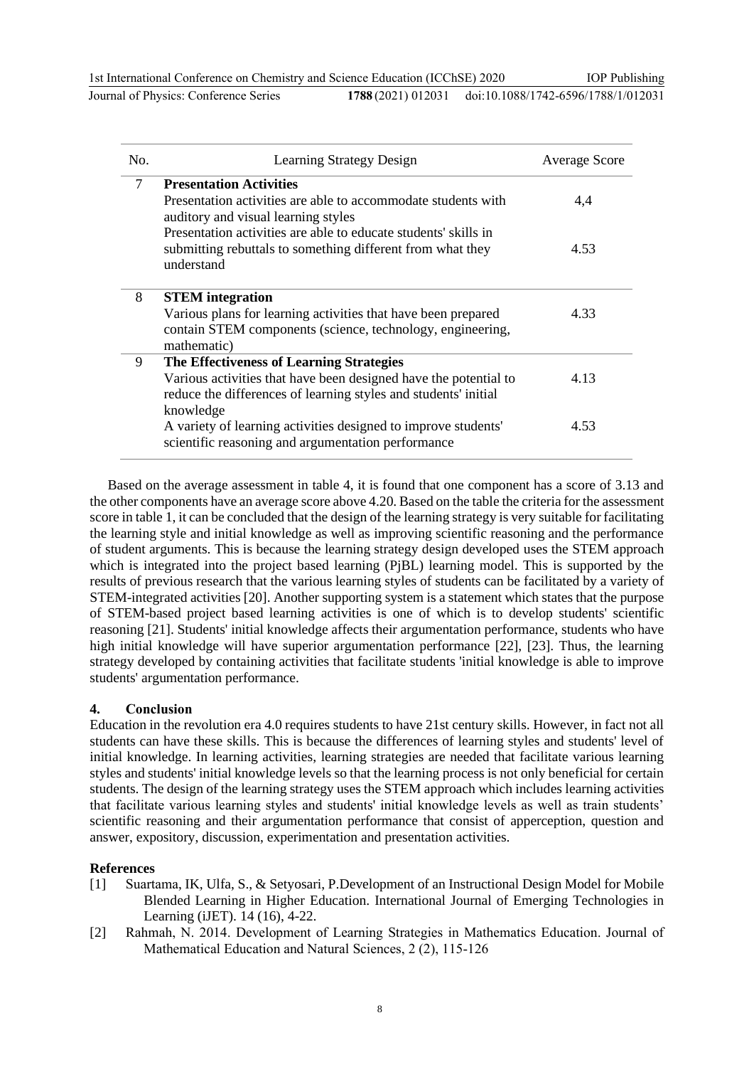| No. | Learning Strategy Design | Average Score |
|---|---|---|
| 7 | **Presentation Activities** | |
| | Presentation activities are able to accommodate students with auditory and visual learning styles | 4,4 |
| | Presentation activities are able to educate students' skills in submitting rebuttals to something different from what they understand | 4.53 |
| 8 | **STEM integration** | |
| | Various plans for learning activities that have been prepared contain STEM components (science, technology, engineering, mathematic) | 4.33 |
| 9 | **The Effectiveness of Learning Strategies** | |
| | Various activities that have been designed have the potential to reduce the differences of learning styles and students' initial knowledge | 4.13 |
| | A variety of learning activities designed to improve students' scientific reasoning and argumentation performance | 4.53 |

Based on the average assessment in table 4, it is found that one component has a score of 3.13 and the other components have an average score above 4.20. Based on the table the criteria for the assessment score in table 1, it can be concluded that the design of the learning strategy is very suitable for facilitating the learning style and initial knowledge as well as improving scientific reasoning and the performance of student arguments. This is because the learning strategy design developed uses the STEM approach which is integrated into the project based learning (PjBL) learning model. This is supported by the results of previous research that the various learning styles of students can be facilitated by a variety of STEM-integrated activities [20]. Another supporting system is a statement which states that the purpose of STEM-based project based learning activities is one of which is to develop students' scientific reasoning [21]. Students' initial knowledge affects their argumentation performance, students who have high initial knowledge will have superior argumentation performance [22], [23]. Thus, the learning strategy developed by containing activities that facilitate students 'initial knowledge is able to improve students' argumentation performance.

## 4. Conclusion

Education in the revolution era 4.0 requires students to have 21st century skills. However, in fact not all students can have these skills. This is because the differences of learning styles and students' level of initial knowledge. In learning activities, learning strategies are needed that facilitate various learning styles and students' initial knowledge levels so that the learning process is not only beneficial for certain students. The design of the learning strategy uses the STEM approach which includes learning activities that facilitate various learning styles and students' initial knowledge levels as well as train students' scientific reasoning and their argumentation performance that consist of apperception, question and answer, expository, discussion, experimentation and presentation activities.

## References

[1] Suartama, IK, Ulfa, S., & Setyosari, P.Development of an Instructional Design Model for Mobile Blended Learning in Higher Education. International Journal of Emerging Technologies in Learning (iJET). 14 (16), 4-22.

[2] Rahmah, N. 2014. Development of Learning Strategies in Mathematics Education. Journal of Mathematical Education and Natural Sciences, 2 (2), 115-126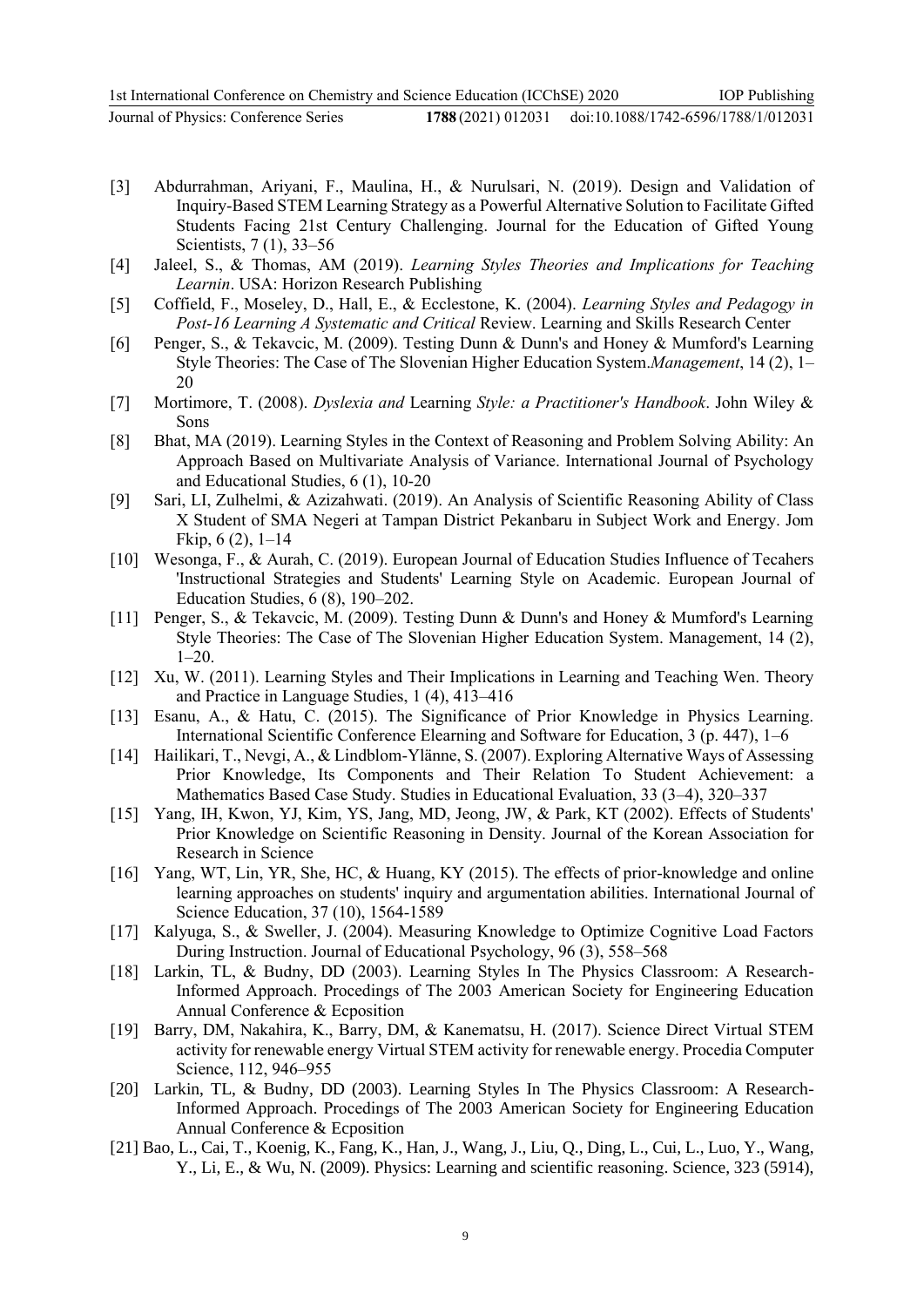[3] Abdurrahman, Ariyani, F., Maulina, H., & Nurulsari, N. (2019). Design and Validation of Inquiry-Based STEM Learning Strategy as a Powerful Alternative Solution to Facilitate Gifted Students Facing 21st Century Challenging. Journal for the Education of Gifted Young Scientists, 7 (1), 33–56

[4] Jaleel, S., & Thomas, AM (2019). *Learning Styles Theories and Implications for Teaching Learnin*. USA: Horizon Research Publishing

[5] Coffield, F., Moseley, D., Hall, E., & Ecclestone, K. (2004). *Learning Styles and Pedagogy in Post-16 Learning A Systematic and Critical* Review. Learning and Skills Research Center

[6] Penger, S., & Tekavcic, M. (2009). Testing Dunn & Dunn's and Honey & Mumford's Learning Style Theories: The Case of The Slovenian Higher Education System.*Management*, 14 (2), 1–20

[7] Mortimore, T. (2008). *Dyslexia and* Learning *Style: a Practitioner's Handbook*. John Wiley & Sons

[8] Bhat, MA (2019). Learning Styles in the Context of Reasoning and Problem Solving Ability: An Approach Based on Multivariate Analysis of Variance. International Journal of Psychology and Educational Studies, 6 (1), 10-20

[9] Sari, LI, Zulhelmi, & Azizahwati. (2019). An Analysis of Scientific Reasoning Ability of Class X Student of SMA Negeri at Tampan District Pekanbaru in Subject Work and Energy. Jom Fkip, 6 (2), 1–14

[10] Wesonga, F., & Aurah, C. (2019). European Journal of Education Studies Influence of Tecahers 'Instructional Strategies and Students' Learning Style on Academic. European Journal of Education Studies, 6 (8), 190–202.

[11] Penger, S., & Tekavcic, M. (2009). Testing Dunn & Dunn's and Honey & Mumford's Learning Style Theories: The Case of The Slovenian Higher Education System. Management, 14 (2), 1–20.

[12] Xu, W. (2011). Learning Styles and Their Implications in Learning and Teaching Wen. Theory and Practice in Language Studies, 1 (4), 413–416

[13] Esanu, A., & Hatu, C. (2015). The Significance of Prior Knowledge in Physics Learning. International Scientific Conference Elearning and Software for Education, 3 (p. 447), 1–6

[14] Hailikari, T., Nevgi, A., & Lindblom-Ylänne, S. (2007). Exploring Alternative Ways of Assessing Prior Knowledge, Its Components and Their Relation To Student Achievement: a Mathematics Based Case Study. Studies in Educational Evaluation, 33 (3–4), 320–337

[15] Yang, IH, Kwon, YJ, Kim, YS, Jang, MD, Jeong, JW, & Park, KT (2002). Effects of Students' Prior Knowledge on Scientific Reasoning in Density. Journal of the Korean Association for Research in Science

[16] Yang, WT, Lin, YR, She, HC, & Huang, KY (2015). The effects of prior-knowledge and online learning approaches on students' inquiry and argumentation abilities. International Journal of Science Education, 37 (10), 1564-1589

[17] Kalyuga, S., & Sweller, J. (2004). Measuring Knowledge to Optimize Cognitive Load Factors During Instruction. Journal of Educational Psychology, 96 (3), 558–568

[18] Larkin, TL, & Budny, DD (2003). Learning Styles In The Physics Classroom: A Research-Informed Approach. Procedings of The 2003 American Society for Engineering Education Annual Conference & Ecposition

[19] Barry, DM, Nakahira, K., Barry, DM, & Kanematsu, H. (2017). Science Direct Virtual STEM activity for renewable energy Virtual STEM activity for renewable energy. Procedia Computer Science, 112, 946–955

[20] Larkin, TL, & Budny, DD (2003). Learning Styles In The Physics Classroom: A Research-Informed Approach. Procedings of The 2003 American Society for Engineering Education Annual Conference & Ecposition

[21] Bao, L., Cai, T., Koenig, K., Fang, K., Han, J., Wang, J., Liu, Q., Ding, L., Cui, L., Luo, Y., Wang, Y., Li, E., & Wu, N. (2009). Physics: Learning and scientific reasoning. Science, 323 (5914),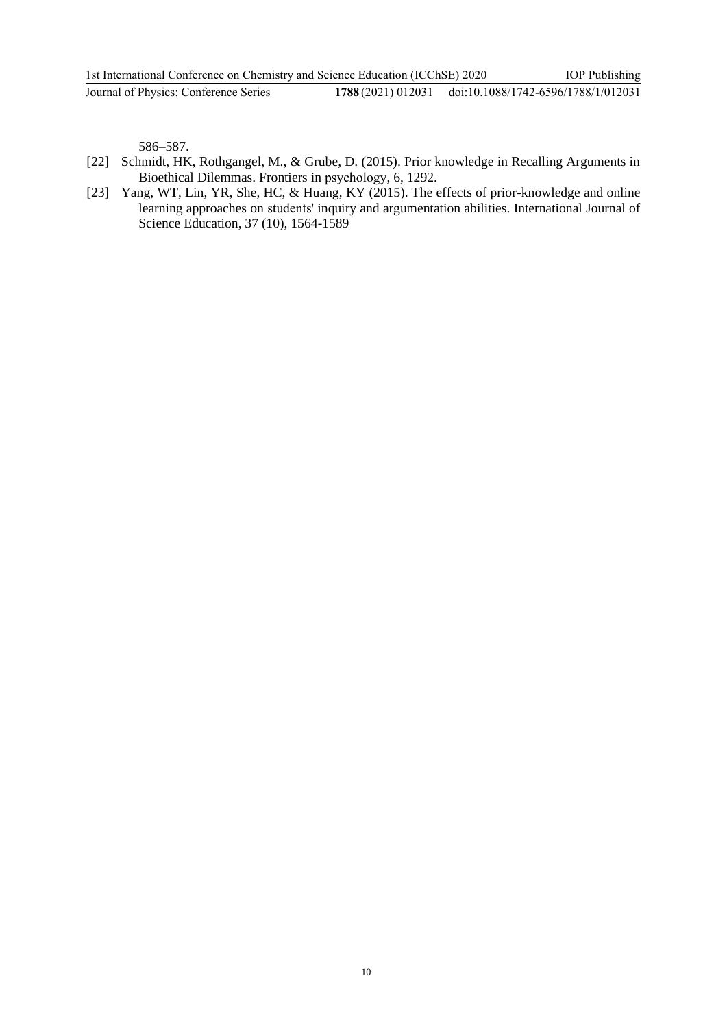586–587.

[22] Schmidt, HK, Rothgangel, M., & Grube, D. (2015). Prior knowledge in Recalling Arguments in Bioethical Dilemmas. Frontiers in psychology, 6, 1292.

[23] Yang, WT, Lin, YR, She, HC, & Huang, KY (2015). The effects of prior-knowledge and online learning approaches on students' inquiry and argumentation abilities. International Journal of Science Education, 37 (10), 1564-1589